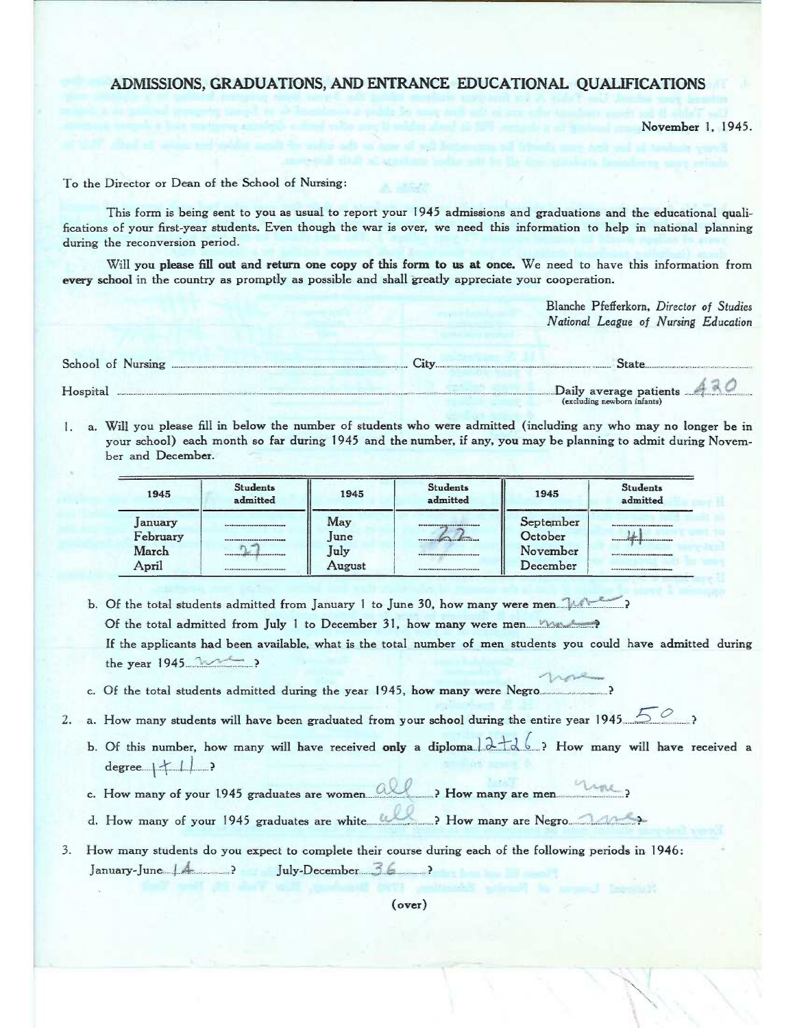# ADMISSIONS, GRADUATIONS, AND ENTRANCE EDUCATIONAL QUALIFICATIONS

November 1, 1945.

To the Director or Dean of the School of Nursing:

This form is being sent to you as usual to report your 1945 admissions and graduations and the educational qualifications of your first-year students. Even though the war is over, we need this information to help in national planning during the reconversion period.

Will you **please fill out and return one copy of this form to us at once.** We need to have this information from **every school** in the country as promptly as possible and shall greatly appreciate your cooperation.

Blanche Pfefferkorn, *Director of Studies*
*National League of Nursing Education*

School of Nursing .................... City.................... State....................

Hospital .................... Daily average patients 420 (excluding newborn infants)

1. a. Will you please fill in below the number of students who were admitted (including any who may no longer be in your school) each month so far during 1945 and the number, if any, you may be planning to admit during November and December.

| 1945 | Students admitted | 1945 | Students admitted | 1945 | Students admitted |
|---|---|---|---|---|---|
| January | | May | | September | |
| February | | June | 22 | October | 41 |
| March | 27 | July | | November | |
| April | | August | | December | |

b. Of the total students admitted from January 1 to June 30, how many were men none?

Of the total admitted from July 1 to December 31, how many were men none?

If the applicants had been available, what is the total number of men students you could have admitted during the year 1945 none?

c. Of the total students admitted during the year 1945, how many were Negro none?

2. a. How many students will have been graduated from your school during the entire year 1945 50?

b. Of this number, how many will have received **only** a diploma 12+26? How many will have received a degree 1+11?

c. How many of your 1945 graduates are women all? How many are men none?

d. How many of your 1945 graduates are white all? How many are Negro none?

3. How many students do you expect to complete their course during each of the following periods in 1946:

January-June 14? July-December 36?

(over)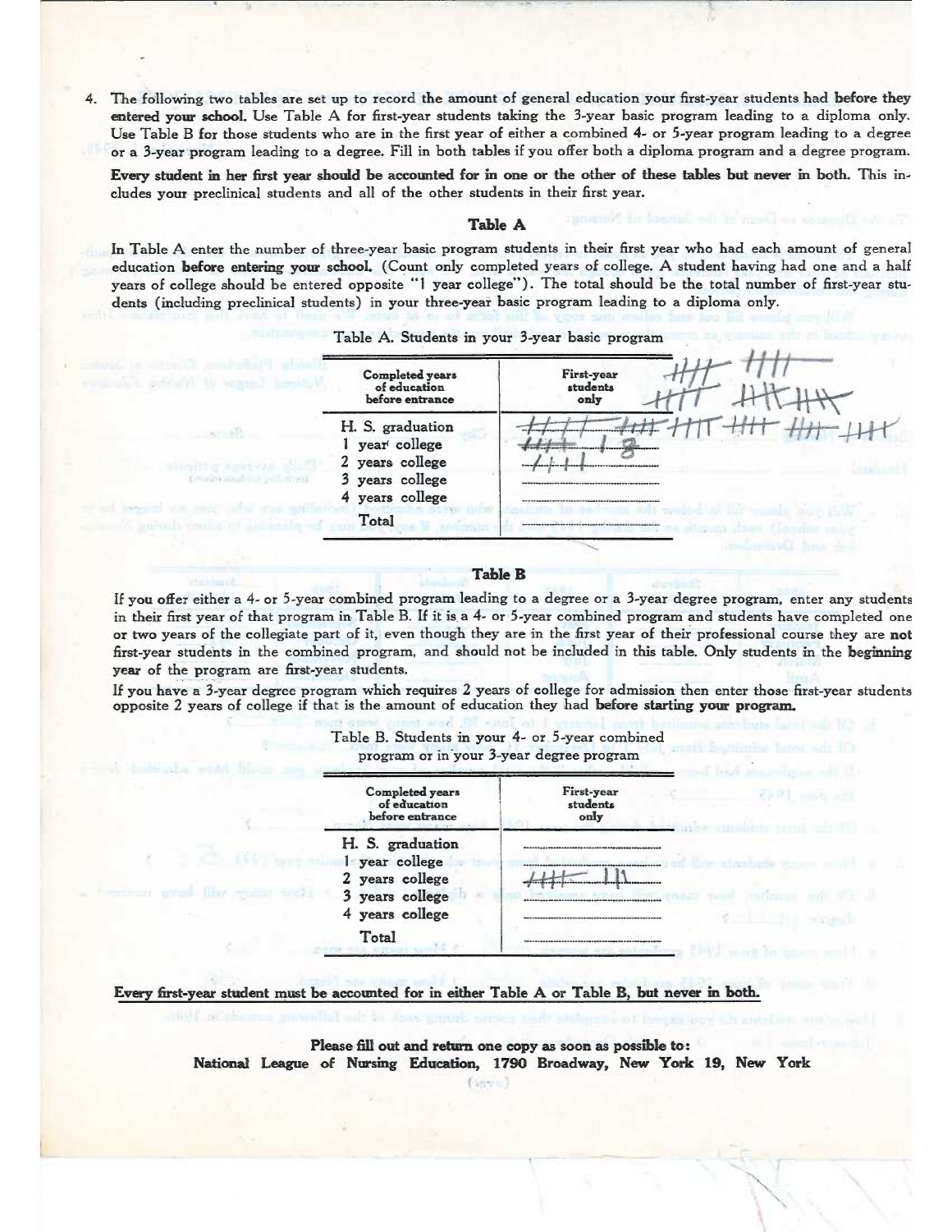4. The following two tables are set up to record the amount of general education your first-year students had **before they entered your school.** Use Table A for first-year students taking the 3-year basic program leading to a diploma only. Use Table B for those students who are in the first year of either a combined 4- or 5-year program leading to a degree or a 3-year program leading to a degree. Fill in both tables if you offer both a diploma program and a degree program.

   **Every student in her first year should be accounted for in one or the other of these tables but never in both.** This includes your preclinical students and all of the other students in their first year.

### Table A

In Table A enter the number of three-year basic program students in their first year who had each amount of general education **before entering your school.** (Count only completed years of college. A student having had one and a half years of college should be entered opposite "1 year college"). The total should be the total number of first-year students (including preclinical students) in your three-year basic program leading to a diploma only.

Table A. Students in your 3-year basic program

| Completed years of education before entrance | First-year students only |
|---|---|
| H. S. graduation | //// //// //// //// //// //// //// //// //// //// //// |
| 1 year college | //// 1 8 |
| 2 years college | //// |
| 3 years college | |
| 4 years college | |
| Total | |

### Table B

If you offer either a 4- or 5-year combined program leading to a degree or a 3-year degree program, enter any students in their first year of that program in Table B. If it is a 4- or 5-year combined program and students have completed one or two years of the collegiate part of it, even though they are in the first year of their professional course they are **not** first-year students in the combined program, and should not be included in this table. **Only students in the beginning year of the program are first-year students.**

If you have a 3-year degree program which requires 2 years of college for admission then enter those first-year students opposite 2 years of college if that is the amount of education they had **before starting your program.**

Table B. Students in your 4- or 5-year combined program or in your 3-year degree program

| Completed years of education before entrance | First-year students only |
|---|---|
| H. S. graduation | |
| 1 year college | |
| 2 years college | //// /// |
| 3 years college | |
| 4 years college | |
| Total | |

**Every first-year student must be accounted for in either Table A or Table B, but never in both.**

**Please fill out and return one copy as soon as possible to:**
**National League of Nursing Education, 1790 Broadway, New York 19, New York**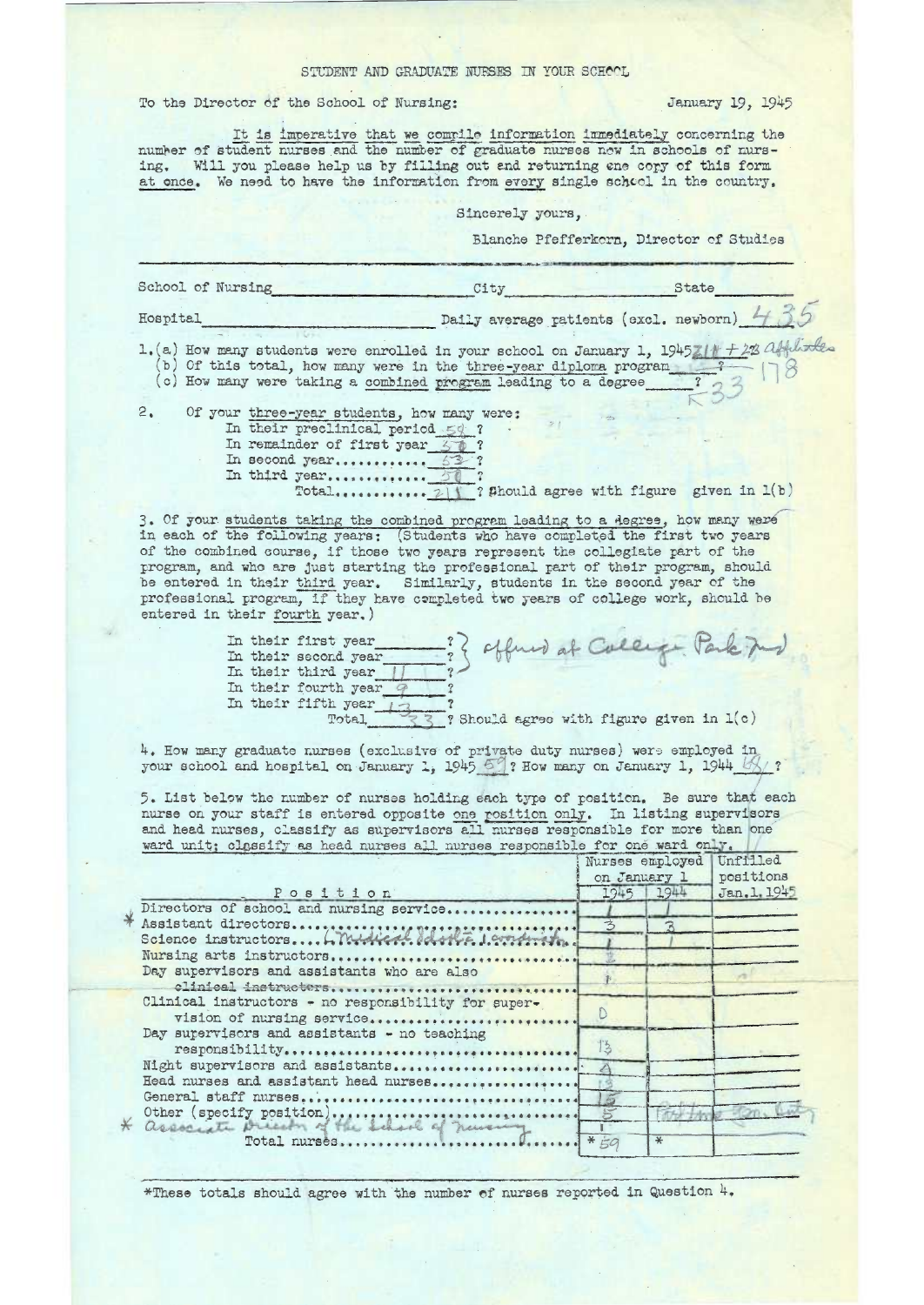STUDENT AND GRADUATE NURSES IN YOUR SCHOOL

To the Director of the School of Nursing: January 19, 1945

It is imperative that we compile information immediately concerning the number of student nurses and the number of graduate nurses now in schools of nursing. Will you please help us by filling out and returning one copy of this form at once. We need to have the information from every single school in the country.

Sincerely yours,

Blanche Pfefferkorn, Director of Studies

---

School of Nursing\_\_\_\_\_\_\_\_\_\_ City\_\_\_\_\_\_\_\_\_\_ State\_\_\_\_\_\_\_\_\_\_

Hospital\_\_\_\_\_\_\_\_\_\_ Daily average patients (excl. newborn) 435

1. (a) How many students were enrolled in your school on January 1, 1945 211 + 28 affiliates
   (b) Of this total, how many were in the three-year diploma program ? 178
   (c) How many were taking a combined program leading to a degree ? 33

2. Of your three-year students, how many were:
   In their preclinical period 59 ?
   In remainder of first year 30 ?
   In second year........... 63 ?
   In third year............ 59 ?
   Total............ 211 ? Should agree with figure given in 1(b)

3. Of your students taking the combined program leading to a degree, how many were in each of the following years: (Students who have completed the first two years of the combined course, if those two years represent the collegiate part of the program, and who are just starting the professional part of their program, should be entered in their third year. Similarly, students in the second year of the professional program, if they have completed two years of college work, should be entered in their fourth year.)

   In their first year \_\_\_ ? } offered at College Park Md
   In their second year \_\_\_ ?
   In their third year 11 ?
   In their fourth year 9 ?
   In their fifth year 13 ?
   Total 33 ? Should agree with figure given in 1(c)

4. How many graduate nurses (exclusive of private duty nurses) were employed in your school and hospital on January 1, 1945 59 ? How many on January 1, 1944 68 ?

5. List below the number of nurses holding each type of position. Be sure that each nurse on your staff is entered opposite one position only. In listing supervisors and head nurses, classify as supervisors all nurses responsible for more than one ward unit; classify as head nurses all nurses responsible for one ward only.

| Position | Nurses employed on January 1 | | Unfilled positions |
|---|---|---|---|
| | 1945 | 1944 | Jan. 1, 1945 |
| Directors of school and nursing service | 1 | 1 | |
| * Assistant directors | 3 | 3 | |
| Science instructors.... (Medical Social Worker) | 1 | 1 | |
| Nursing arts instructors | 2 | | |
| Day supervisors and assistants who are also clinical instructors | 1 | | |
| Clinical instructors - no responsibility for supervision of nursing service | 0 | | |
| Day supervisors and assistants - no teaching responsibility | 13 | | |
| Night supervisors and assistants | 4 | | |
| Head nurses and assistant head nurses | 13 | | |
| General staff nurses | 15 | | |
| Other (specify position) | 5 | Part time Gen. Duty | |
| * Associate Director of the School of Nursing | 1 | | |
| Total nurses | * 59 | * | |

*These totals should agree with the number of nurses reported in Question 4.